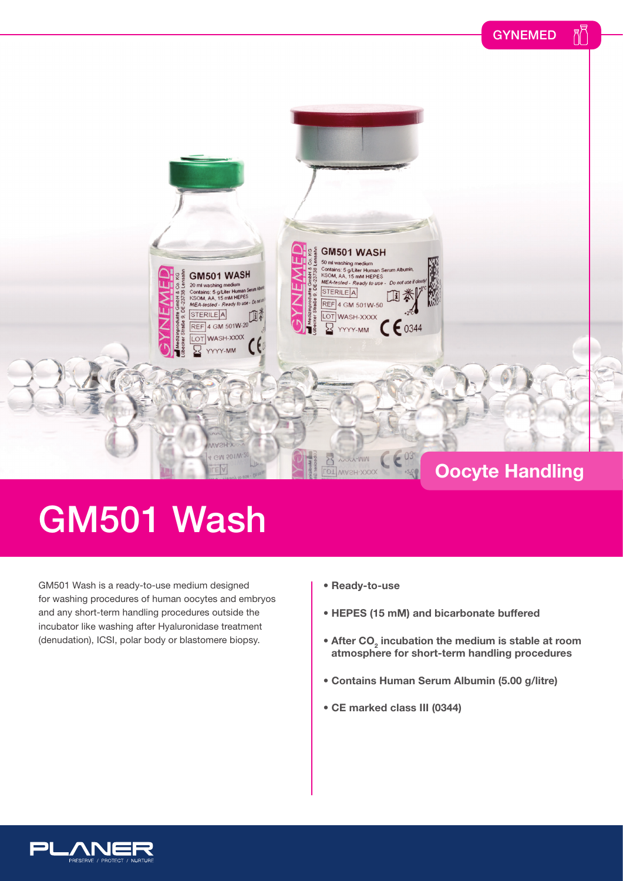GYNEMED

Oocyte Handling

# GM501 Wash

GM501 Wash is a ready-to-use medium designed for washing procedures of human oocytes and embryos and any short-term handling procedures outside the incubator like washing after Hyaluronidase treatment (denudation), ICSI, polar body or blastomere biopsy.

- **Ready-to-use**
- **HEPES (15 mM) and bicarbonate buffered**
- **After $CO_2$ incubation the medium is stable at room atmosphere for short-term handling procedures**
- **Contains Human Serum Albumin (5.00 g/litre)**
- **CE marked class III (0344)**

PLANER
PRESERVE / PROTECT / NURTURE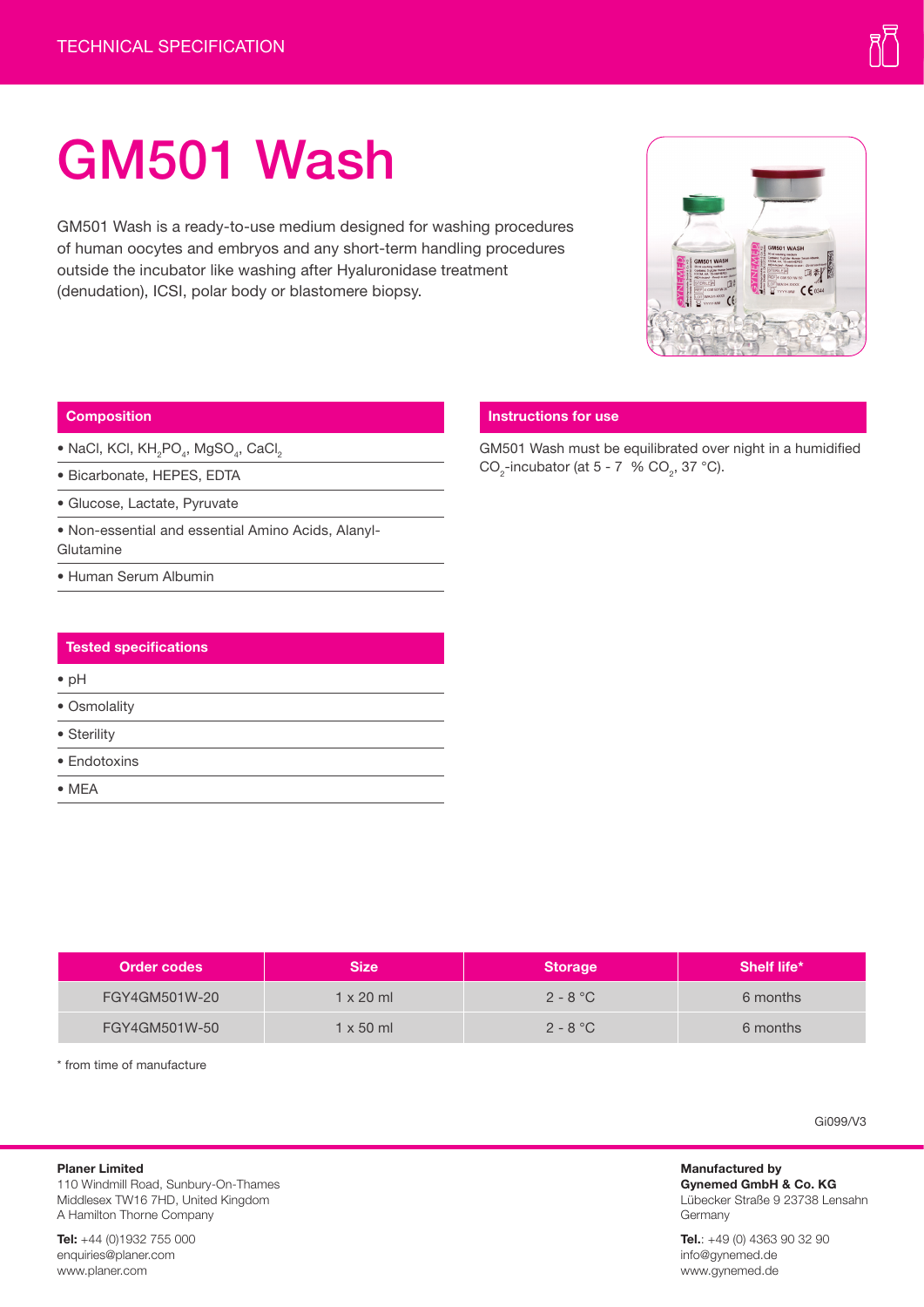TECHNICAL SPECIFICATION

# GM501 Wash

GM501 Wash is a ready-to-use medium designed for washing procedures of human oocytes and embryos and any short-term handling procedures outside the incubator like washing after Hyaluronidase treatment (denudation), ICSI, polar body or blastomere biopsy.

## Composition

- NaCl, KCl, $KH_2PO_4$, $MgSO_4$, $CaCl_2$
- Bicarbonate, HEPES, EDTA
- Glucose, Lactate, Pyruvate
- Non-essential and essential Amino Acids, Alanyl-Glutamine
- Human Serum Albumin

## Instructions for use

GM501 Wash must be equilibrated over night in a humidified $CO_2$-incubator (at 5 - 7 % $CO_2$, 37 °C).

## Tested specifications

- pH
- Osmolality
- Sterility
- Endotoxins
- MEA

| Order codes | Size | Storage | Shelf life* |
| --- | --- | --- | --- |
| FGY4GM501W-20 | 1 x 20 ml | 2 - 8 °C | 6 months |
| FGY4GM501W-50 | 1 x 50 ml | 2 - 8 °C | 6 months |

* from time of manufacture

Gi099/V3

**Planer Limited**
110 Windmill Road, Sunbury-On-Thames
Middlesex TW16 7HD, United Kingdom
A Hamilton Thorne Company

**Tel:** +44 (0)1932 755 000
enquiries@planer.com
www.planer.com

**Manufactured by**
**Gynemed GmbH & Co. KG**
Lübecker Straße 9 23738 Lensahn
Germany

**Tel.**: +49 (0) 4363 90 32 90
info@gynemed.de
www.gynemed.de